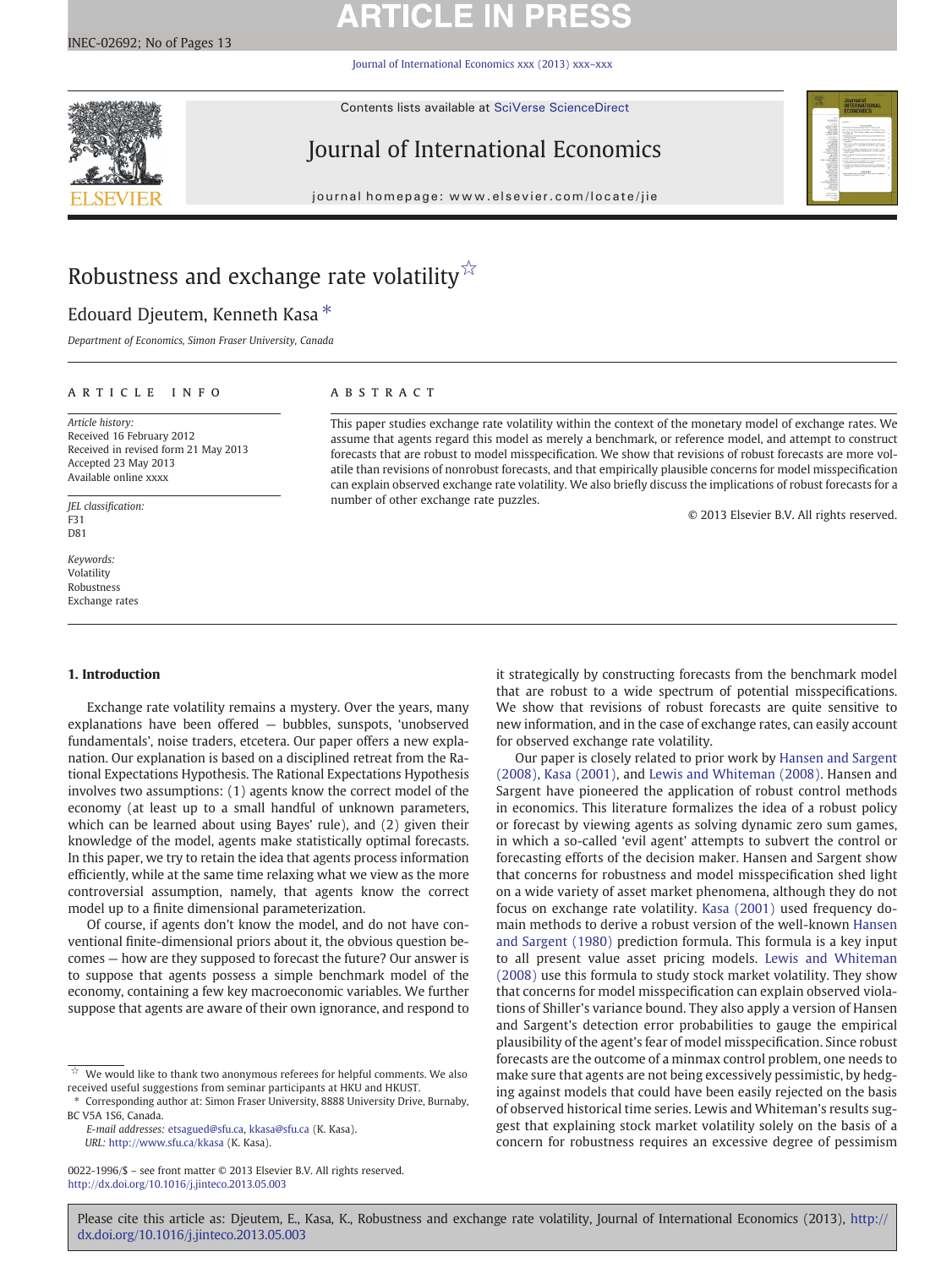# Robustness and exchange rate volatility ☆

Edouard Djeutem, Kenneth Kasa *

*Department of Economics, Simon Fraser University, Canada*

---

**ARTICLE INFO**

*Article history:*
Received 16 February 2012
Received in revised form 21 May 2013
Accepted 23 May 2013
Available online xxxx

*JEL classification:*
F31
D81

*Keywords:*
Volatility
Robustness
Exchange rates

**ABSTRACT**

This paper studies exchange rate volatility within the context of the monetary model of exchange rates. We assume that agents regard this model as merely a benchmark, or reference model, and attempt to construct forecasts that are robust to model misspecification. We show that revisions of robust forecasts are more volatile than revisions of nonrobust forecasts, and that empirically plausible concerns for model misspecification can explain observed exchange rate volatility. We also briefly discuss the implications of robust forecasts for a number of other exchange rate puzzles.

© 2013 Elsevier B.V. All rights reserved.

---

## 1. Introduction

Exchange rate volatility remains a mystery. Over the years, many explanations have been offered — bubbles, sunspots, 'unobserved fundamentals', noise traders, etcetera. Our paper offers a new explanation. Our explanation is based on a disciplined retreat from the Rational Expectations Hypothesis. The Rational Expectations Hypothesis involves two assumptions: (1) agents know the correct model of the economy (at least up to a small handful of unknown parameters, which can be learned about using Bayes' rule), and (2) given their knowledge of the model, agents make statistically optimal forecasts. In this paper, we try to retain the idea that agents process information efficiently, while at the same time relaxing what we view as the more controversial assumption, namely, that agents know the correct model up to a finite dimensional parameterization.

Of course, if agents don't know the model, and do not have conventional finite-dimensional priors about it, the obvious question becomes — how are they supposed to forecast the future? Our answer is to suppose that agents possess a simple benchmark model of the economy, containing a few key macroeconomic variables. We further suppose that agents are aware of their own ignorance, and respond to it strategically by constructing forecasts from the benchmark model that are robust to a wide spectrum of potential misspecifications. We show that revisions of robust forecasts are quite sensitive to new information, and in the case of exchange rates, can easily account for observed exchange rate volatility.

Our paper is closely related to prior work by Hansen and Sargent (2008), Kasa (2001), and Lewis and Whiteman (2008). Hansen and Sargent have pioneered the application of robust control methods in economics. This literature formalizes the idea of a robust policy or forecast by viewing agents as solving dynamic zero sum games, in which a so-called 'evil agent' attempts to subvert the control or forecasting efforts of the decision maker. Hansen and Sargent show that concerns for robustness and model misspecification shed light on a wide variety of asset market phenomena, although they do not focus on exchange rate volatility. Kasa (2001) used frequency domain methods to derive a robust version of the well-known Hansen and Sargent (1980) prediction formula. This formula is a key input to all present value asset pricing models. Lewis and Whiteman (2008) use this formula to study stock market volatility. They show that concerns for model misspecification can explain observed violations of Shiller's variance bound. They also apply a version of Hansen and Sargent's detection error probabilities to gauge the empirical plausibility of the agent's fear of model misspecification. Since robust forecasts are the outcome of a minmax control problem, one needs to make sure that agents are not being excessively pessimistic, by hedging against models that could have been easily rejected on the basis of observed historical time series. Lewis and Whiteman's results suggest that explaining stock market volatility solely on the basis of a concern for robustness requires an excessive degree of pessimism

---

☆ We would like to thank two anonymous referees for helpful comments. We also received useful suggestions from seminar participants at HKU and HKUST.

\* Corresponding author at: Simon Fraser University, 8888 University Drive, Burnaby, BC V5A 1S6, Canada.

*E-mail addresses:* etsagued@sfu.ca, kkasa@sfu.ca (K. Kasa).

*URL:* http://www.sfu.ca/kkasa (K. Kasa).

0022-1996/$ – see front matter © 2013 Elsevier B.V. All rights reserved.
http://dx.doi.org/10.1016/j.jinteco.2013.05.003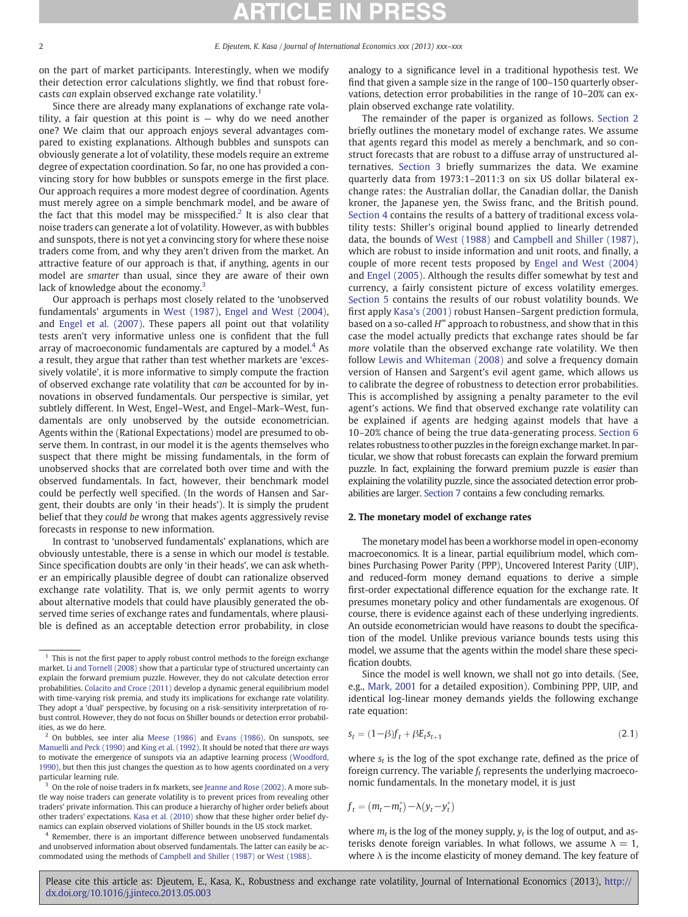on the part of market participants. Interestingly, when we modify their detection error calculations slightly, we find that robust forecasts *can* explain observed exchange rate volatility.[1]

Since there are already many explanations of exchange rate volatility, a fair question at this point is — why do we need another one? We claim that our approach enjoys several advantages compared to existing explanations. Although bubbles and sunspots can obviously generate a lot of volatility, these models require an extreme degree of expectation coordination. So far, no one has provided a convincing story for how bubbles or sunspots emerge in the first place. Our approach requires a more modest degree of coordination. Agents must merely agree on a simple benchmark model, and be aware of the fact that this model may be misspecified.[2] It is also clear that noise traders can generate a lot of volatility. However, as with bubbles and sunspots, there is not yet a convincing story for where these noise traders come from, and why they aren't driven from the market. An attractive feature of our approach is that, if anything, agents in our model are *smarter* than usual, since they are aware of their own lack of knowledge about the economy.[3]

Our approach is perhaps most closely related to the 'unobserved fundamentals' arguments in West (1987), Engel and West (2004), and Engel et al. (2007). These papers all point out that volatility tests aren't very informative unless one is confident that the full array of macroeconomic fundamentals are captured by a model.[4] As a result, they argue that rather than test whether markets are 'excessively volatile', it is more informative to simply compute the fraction of observed exchange rate volatility that *can* be accounted for by innovations in observed fundamentals. Our perspective is similar, yet subtlely different. In West, Engel–West, and Engel–Mark–West, fundamentals are only unobserved by the outside econometrician. Agents within the (Rational Expectations) model are presumed to observe them. In contrast, in our model it is the agents themselves who suspect that there might be missing fundamentals, in the form of unobserved shocks that are correlated both over time and with the observed fundamentals. In fact, however, their benchmark model could be perfectly well specified. (In the words of Hansen and Sargent, their doubts are only 'in their heads'). It is simply the prudent belief that they *could be* wrong that makes agents aggressively revise forecasts in response to new information.

In contrast to 'unobserved fundamentals' explanations, which are obviously untestable, there is a sense in which our model *is* testable. Since specification doubts are only 'in their heads', we can ask whether an empirically plausible degree of doubt can rationalize observed exchange rate volatility. That is, we only permit agents to worry about alternative models that could have plausibly generated the observed time series of exchange rates and fundamentals, where plausible is defined as an acceptable detection error probability, in close analogy to a significance level in a traditional hypothesis test. We find that given a sample size in the range of 100–150 quarterly observations, detection error probabilities in the range of 10–20% can explain observed exchange rate volatility.

The remainder of the paper is organized as follows. Section 2 briefly outlines the monetary model of exchange rates. We assume that agents regard this model as merely a benchmark, and so construct forecasts that are robust to a diffuse array of unstructured alternatives. Section 3 briefly summarizes the data. We examine quarterly data from 1973:1–2011:3 on six US dollar bilateral exchange rates: the Australian dollar, the Canadian dollar, the Danish kroner, the Japanese yen, the Swiss franc, and the British pound. Section 4 contains the results of a battery of traditional excess volatility tests: Shiller's original bound applied to linearly detrended data, the bounds of West (1988) and Campbell and Shiller (1987), which are robust to inside information and unit roots, and finally, a couple of more recent tests proposed by Engel and West (2004) and Engel (2005). Although the results differ somewhat by test and currency, a fairly consistent picture of excess volatility emerges. Section 5 contains the results of our robust volatility bounds. We first apply Kasa's (2001) robust Hansen–Sargent prediction formula, based on a so-called $H^\infty$ approach to robustness, and show that in this case the model actually predicts that exchange rates should be far *more* volatile than the observed exchange rate volatility. We then follow Lewis and Whiteman (2008) and solve a frequency domain version of Hansen and Sargent's evil agent game, which allows us to calibrate the degree of robustness to detection error probabilities. This is accomplished by assigning a penalty parameter to the evil agent's actions. We find that observed exchange rate volatility can be explained if agents are hedging against models that have a 10–20% chance of being the true data-generating process. Section 6 relates robustness to other puzzles in the foreign exchange market. In particular, we show that robust forecasts can explain the forward premium puzzle. In fact, explaining the forward premium puzzle is *easier* than explaining the volatility puzzle, since the associated detection error probabilities are larger. Section 7 contains a few concluding remarks.

## 2. The monetary model of exchange rates

The monetary model has been a workhorse model in open-economy macroeconomics. It is a linear, partial equilibrium model, which combines Purchasing Power Parity (PPP), Uncovered Interest Parity (UIP), and reduced-form money demand equations to derive a simple first-order expectational difference equation for the exchange rate. It presumes monetary policy and other fundamentals are exogenous. Of course, there is evidence against each of these underlying ingredients. An outside econometrician would have reasons to doubt the specification of the model. Unlike previous variance bounds tests using this model, we assume that the agents within the model share these specification doubts.

Since the model is well known, we shall not go into details. (See, e.g., Mark, 2001 for a detailed exposition). Combining PPP, UIP, and identical log-linear money demands yields the following exchange rate equation:

$$s_t = (1-\beta)f_t + \beta E_t s_{t+1} \tag{2.1}$$

where $s_t$ is the log of the spot exchange rate, defined as the price of foreign currency. The variable $f_t$ represents the underlying macroeconomic fundamentals. In the monetary model, it is just

$$f_t = (m_t - m_t^*) - \lambda(y_t - y_t^*)$$

where $m_t$ is the log of the money supply, $y_t$ is the log of output, and asterisks denote foreign variables. In what follows, we assume $\lambda = 1$, where $\lambda$ is the income elasticity of money demand. The key feature of

---

[1] This is not the first paper to apply robust control methods to the foreign exchange market. Li and Tornell (2008) show that a particular type of structured uncertainty can explain the forward premium puzzle. However, they do not calculate detection error probabilities. Colacito and Croce (2011) develop a dynamic general equilibrium model with time-varying risk premia, and study its implications for exchange rate volatility. They adopt a 'dual' perspective, by focusing on a risk-sensitivity interpretation of robust control. However, they do not focus on Shiller bounds or detection error probabilities, as we do here.

[2] On bubbles, see inter alia Meese (1986) and Evans (1986). On sunspots, see Manuelli and Peck (1990) and King et al. (1992). It should be noted that there *are* ways to motivate the emergence of sunspots via an adaptive learning process (Woodford, 1990), but then this just changes the question as to how agents coordinated on a very particular learning rule.

[3] On the role of noise traders in fx markets, see Jeanne and Rose (2002). A more subtle way noise traders can generate volatility is to prevent prices from revealing other traders' private information. This can produce a hierarchy of higher order beliefs about other traders' expectations. Kasa et al. (2010) show that these higher order belief dynamics can explain observed violations of Shiller bounds in the US stock market.

[4] Remember, there is an important difference between unobserved fundamentals and unobserved information about observed fundamentals. The latter can easily be accommodated using the methods of Campbell and Shiller (1987) or West (1988).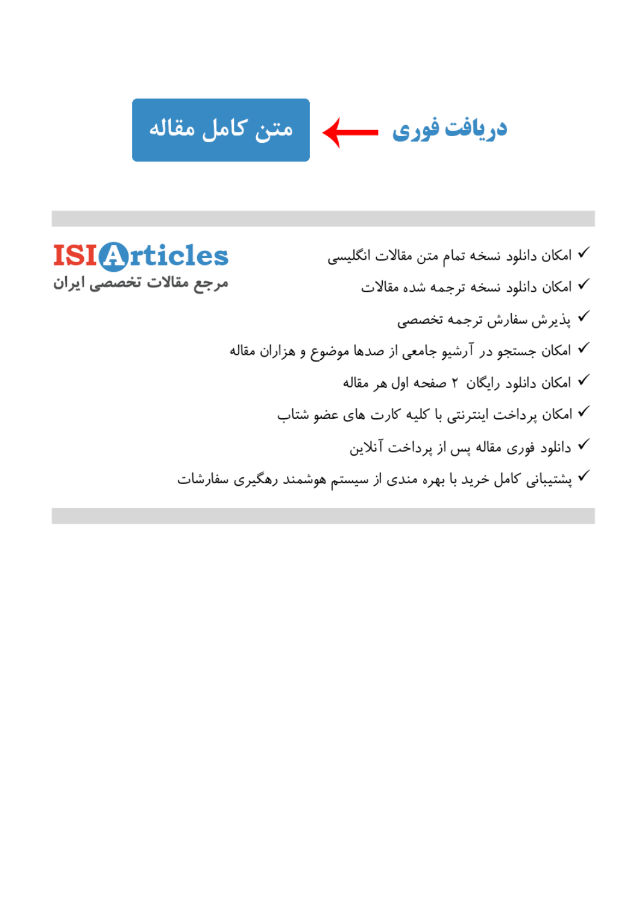دریافت فوری ← متن کامل مقاله

ISIArticles
مرجع مقالات تخصصی ایران

- ✓ امکان دانلود نسخه تمام متن مقالات انگلیسی
- ✓ امکان دانلود نسخه ترجمه شده مقالات
- ✓ پذیرش سفارش ترجمه تخصصی
- ✓ امکان جستجو در آرشیو جامعی از صدها موضوع و هزاران مقاله
- ✓ امکان دانلود رایگان ۲ صفحه اول هر مقاله
- ✓ امکان پرداخت اینترنتی با کلیه کارت های عضو شتاب
- ✓ دانلود فوری مقاله پس از پرداخت آنلاین
- ✓ پشتیبانی کامل خرید با بهره مندی از سیستم هوشمند رهگیری سفارشات